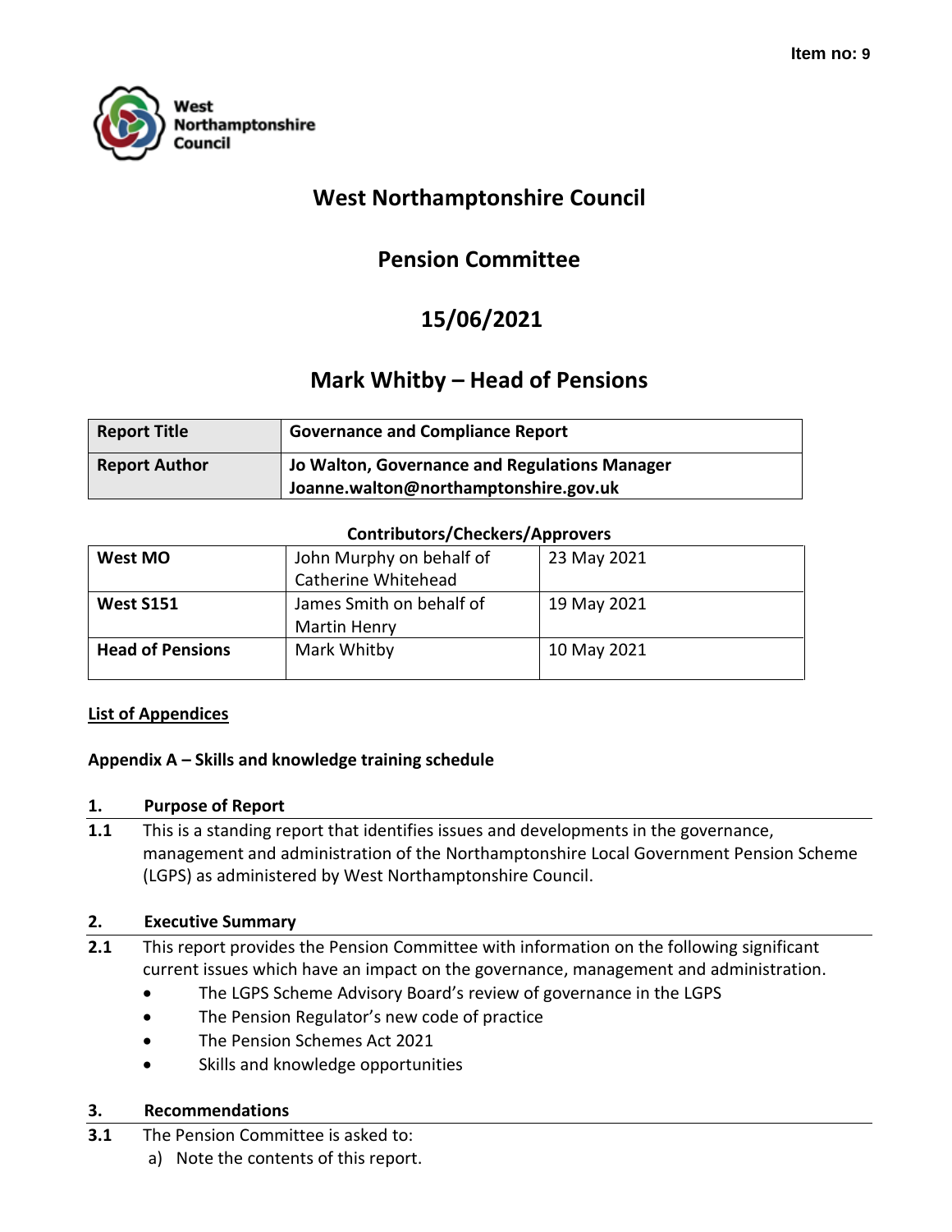**Item no: 9**

West Northamptonshire Council

# West Northamptonshire Council

## Pension Committee

## 15/06/2021

## Mark Whitby – Head of Pensions

| **Report Title** | **Governance and Compliance Report** |
|---|---|
| **Report Author** | **Jo Walton, Governance and Regulations Manager**<br>**Joanne.walton@northamptonshire.gov.uk** |

**Contributors/Checkers/Approvers**

| **West MO** | John Murphy on behalf of Catherine Whitehead | 23 May 2021 |
|---|---|---|
| **West S151** | James Smith on behalf of Martin Henry | 19 May 2021 |
| **Head of Pensions** | Mark Whitby | 10 May 2021 |

**List of Appendices**

**Appendix A – Skills and knowledge training schedule**

### 1. Purpose of Report

**1.1** This is a standing report that identifies issues and developments in the governance, management and administration of the Northamptonshire Local Government Pension Scheme (LGPS) as administered by West Northamptonshire Council.

### 2. Executive Summary

**2.1** This report provides the Pension Committee with information on the following significant current issues which have an impact on the governance, management and administration.

- The LGPS Scheme Advisory Board's review of governance in the LGPS
- The Pension Regulator's new code of practice
- The Pension Schemes Act 2021
- Skills and knowledge opportunities

### 3. Recommendations

**3.1** The Pension Committee is asked to:

a) Note the contents of this report.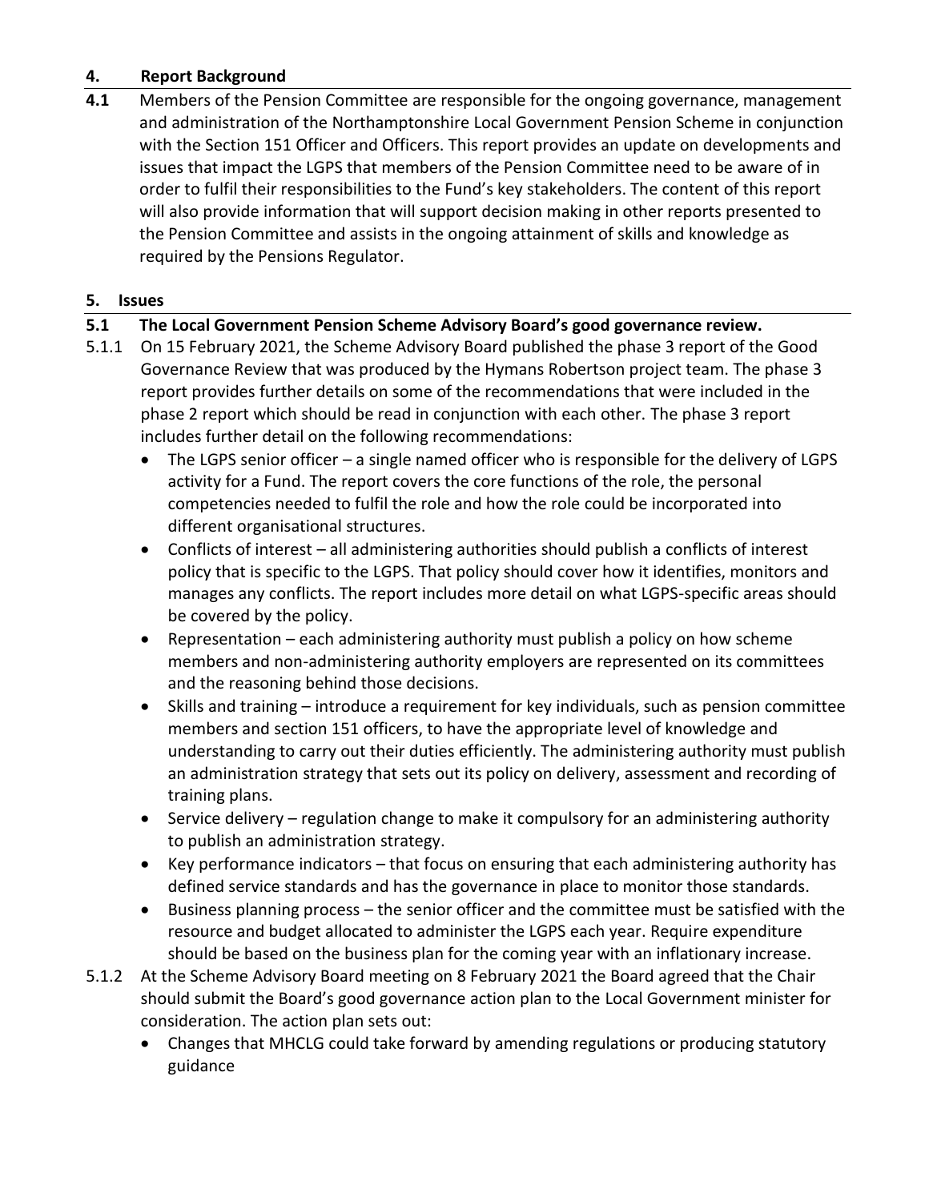## 4. Report Background

**4.1** Members of the Pension Committee are responsible for the ongoing governance, management and administration of the Northamptonshire Local Government Pension Scheme in conjunction with the Section 151 Officer and Officers. This report provides an update on developments and issues that impact the LGPS that members of the Pension Committee need to be aware of in order to fulfil their responsibilities to the Fund's key stakeholders. The content of this report will also provide information that will support decision making in other reports presented to the Pension Committee and assists in the ongoing attainment of skills and knowledge as required by the Pensions Regulator.

## 5. Issues

### 5.1 The Local Government Pension Scheme Advisory Board's good governance review.

5.1.1 On 15 February 2021, the Scheme Advisory Board published the phase 3 report of the Good Governance Review that was produced by the Hymans Robertson project team. The phase 3 report provides further details on some of the recommendations that were included in the phase 2 report which should be read in conjunction with each other. The phase 3 report includes further detail on the following recommendations:

- The LGPS senior officer – a single named officer who is responsible for the delivery of LGPS activity for a Fund. The report covers the core functions of the role, the personal competencies needed to fulfil the role and how the role could be incorporated into different organisational structures.
- Conflicts of interest – all administering authorities should publish a conflicts of interest policy that is specific to the LGPS. That policy should cover how it identifies, monitors and manages any conflicts. The report includes more detail on what LGPS-specific areas should be covered by the policy.
- Representation – each administering authority must publish a policy on how scheme members and non-administering authority employers are represented on its committees and the reasoning behind those decisions.
- Skills and training – introduce a requirement for key individuals, such as pension committee members and section 151 officers, to have the appropriate level of knowledge and understanding to carry out their duties efficiently. The administering authority must publish an administration strategy that sets out its policy on delivery, assessment and recording of training plans.
- Service delivery – regulation change to make it compulsory for an administering authority to publish an administration strategy.
- Key performance indicators – that focus on ensuring that each administering authority has defined service standards and has the governance in place to monitor those standards.
- Business planning process – the senior officer and the committee must be satisfied with the resource and budget allocated to administer the LGPS each year. Require expenditure should be based on the business plan for the coming year with an inflationary increase.

5.1.2 At the Scheme Advisory Board meeting on 8 February 2021 the Board agreed that the Chair should submit the Board's good governance action plan to the Local Government minister for consideration. The action plan sets out:

- Changes that MHCLG could take forward by amending regulations or producing statutory guidance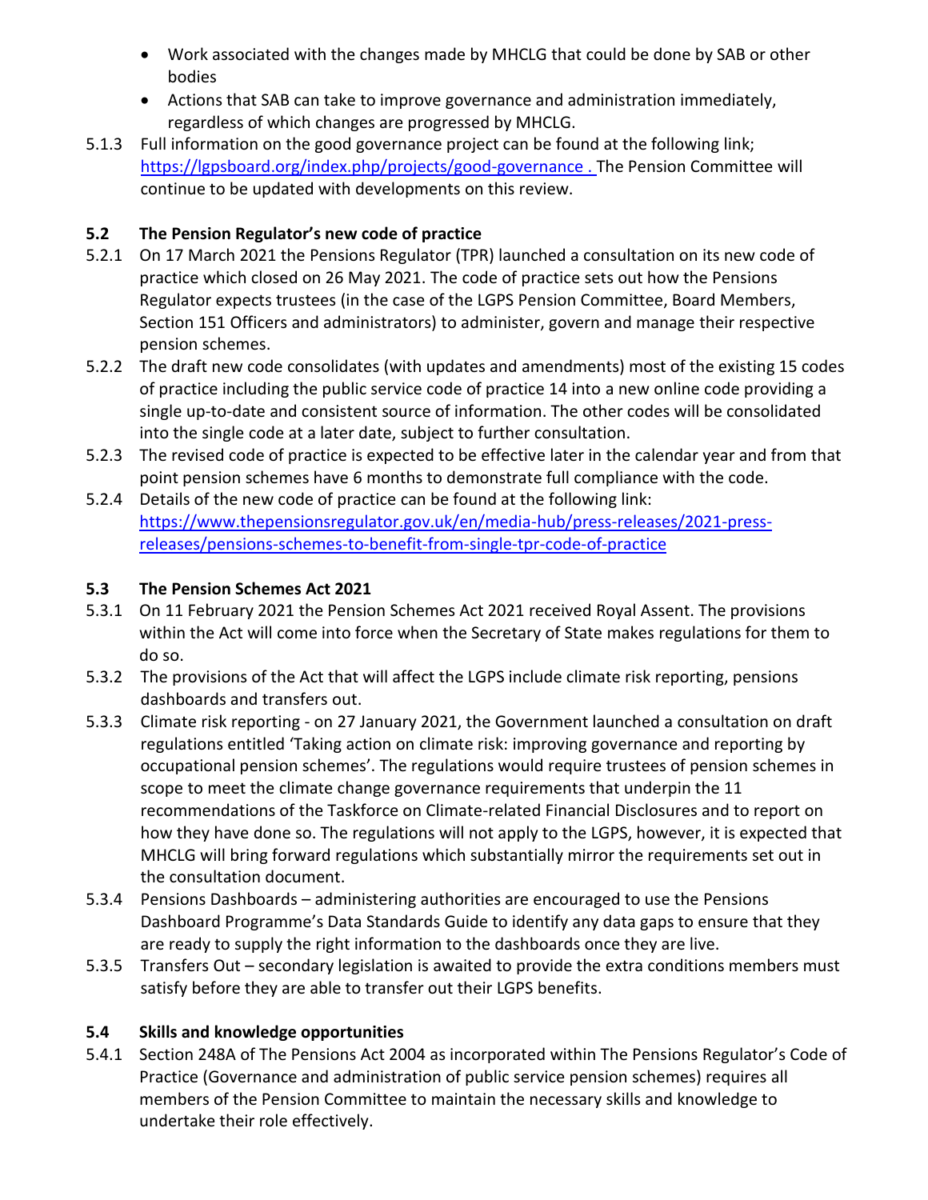- Work associated with the changes made by MHCLG that could be done by SAB or other bodies
- Actions that SAB can take to improve governance and administration immediately, regardless of which changes are progressed by MHCLG.

5.1.3 Full information on the good governance project can be found at the following link; [https://lgpsboard.org/index.php/projects/good-governance .](https://lgpsboard.org/index.php/projects/good-governance) The Pension Committee will continue to be updated with developments on this review.

### 5.2 The Pension Regulator's new code of practice

5.2.1 On 17 March 2021 the Pensions Regulator (TPR) launched a consultation on its new code of practice which closed on 26 May 2021. The code of practice sets out how the Pensions Regulator expects trustees (in the case of the LGPS Pension Committee, Board Members, Section 151 Officers and administrators) to administer, govern and manage their respective pension schemes.

5.2.2 The draft new code consolidates (with updates and amendments) most of the existing 15 codes of practice including the public service code of practice 14 into a new online code providing a single up-to-date and consistent source of information. The other codes will be consolidated into the single code at a later date, subject to further consultation.

5.2.3 The revised code of practice is expected to be effective later in the calendar year and from that point pension schemes have 6 months to demonstrate full compliance with the code.

5.2.4 Details of the new code of practice can be found at the following link: [https://www.thepensionsregulator.gov.uk/en/media-hub/press-releases/2021-press-releases/pensions-schemes-to-benefit-from-single-tpr-code-of-practice](https://www.thepensionsregulator.gov.uk/en/media-hub/press-releases/2021-press-releases/pensions-schemes-to-benefit-from-single-tpr-code-of-practice)

### 5.3 The Pension Schemes Act 2021

5.3.1 On 11 February 2021 the Pension Schemes Act 2021 received Royal Assent. The provisions within the Act will come into force when the Secretary of State makes regulations for them to do so.

5.3.2 The provisions of the Act that will affect the LGPS include climate risk reporting, pensions dashboards and transfers out.

5.3.3 Climate risk reporting - on 27 January 2021, the Government launched a consultation on draft regulations entitled 'Taking action on climate risk: improving governance and reporting by occupational pension schemes'. The regulations would require trustees of pension schemes in scope to meet the climate change governance requirements that underpin the 11 recommendations of the Taskforce on Climate-related Financial Disclosures and to report on how they have done so. The regulations will not apply to the LGPS, however, it is expected that MHCLG will bring forward regulations which substantially mirror the requirements set out in the consultation document.

5.3.4 Pensions Dashboards – administering authorities are encouraged to use the Pensions Dashboard Programme's Data Standards Guide to identify any data gaps to ensure that they are ready to supply the right information to the dashboards once they are live.

5.3.5 Transfers Out – secondary legislation is awaited to provide the extra conditions members must satisfy before they are able to transfer out their LGPS benefits.

### 5.4 Skills and knowledge opportunities

5.4.1 Section 248A of The Pensions Act 2004 as incorporated within The Pensions Regulator's Code of Practice (Governance and administration of public service pension schemes) requires all members of the Pension Committee to maintain the necessary skills and knowledge to undertake their role effectively.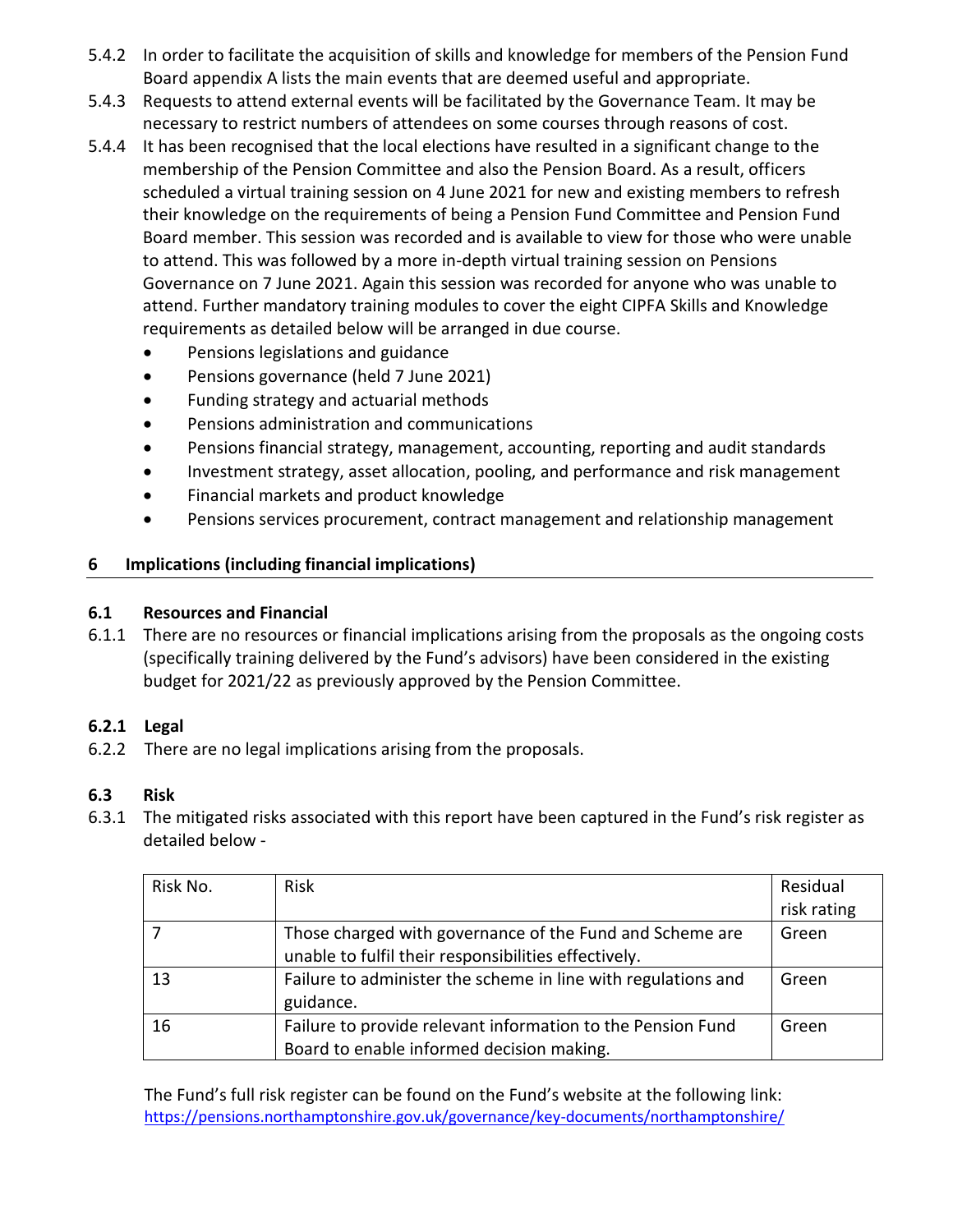5.4.2 In order to facilitate the acquisition of skills and knowledge for members of the Pension Fund Board appendix A lists the main events that are deemed useful and appropriate.

5.4.3 Requests to attend external events will be facilitated by the Governance Team. It may be necessary to restrict numbers of attendees on some courses through reasons of cost.

5.4.4 It has been recognised that the local elections have resulted in a significant change to the membership of the Pension Committee and also the Pension Board. As a result, officers scheduled a virtual training session on 4 June 2021 for new and existing members to refresh their knowledge on the requirements of being a Pension Fund Committee and Pension Fund Board member. This session was recorded and is available to view for those who were unable to attend. This was followed by a more in-depth virtual training session on Pensions Governance on 7 June 2021. Again this session was recorded for anyone who was unable to attend. Further mandatory training modules to cover the eight CIPFA Skills and Knowledge requirements as detailed below will be arranged in due course.

- Pensions legislations and guidance
- Pensions governance (held 7 June 2021)
- Funding strategy and actuarial methods
- Pensions administration and communications
- Pensions financial strategy, management, accounting, reporting and audit standards
- Investment strategy, asset allocation, pooling, and performance and risk management
- Financial markets and product knowledge
- Pensions services procurement, contract management and relationship management

## 6 Implications (including financial implications)

### 6.1 Resources and Financial

6.1.1 There are no resources or financial implications arising from the proposals as the ongoing costs (specifically training delivered by the Fund's advisors) have been considered in the existing budget for 2021/22 as previously approved by the Pension Committee.

### 6.2.1 Legal

6.2.2 There are no legal implications arising from the proposals.

### 6.3 Risk

6.3.1 The mitigated risks associated with this report have been captured in the Fund's risk register as detailed below -

| Risk No. | Risk | Residual risk rating |
|---|---|---|
| 7 | Those charged with governance of the Fund and Scheme are unable to fulfil their responsibilities effectively. | Green |
| 13 | Failure to administer the scheme in line with regulations and guidance. | Green |
| 16 | Failure to provide relevant information to the Pension Fund Board to enable informed decision making. | Green |

The Fund's full risk register can be found on the Fund's website at the following link:
https://pensions.northamptonshire.gov.uk/governance/key-documents/northamptonshire/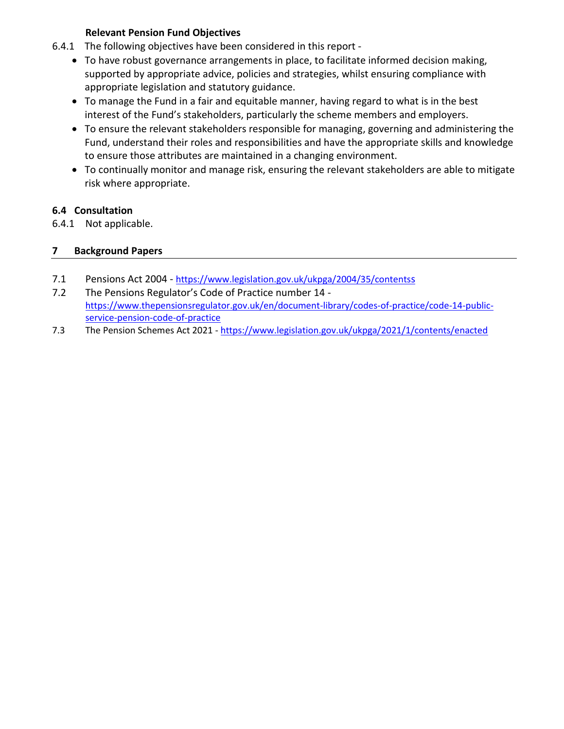**Relevant Pension Fund Objectives**

6.4.1 The following objectives have been considered in this report -

- To have robust governance arrangements in place, to facilitate informed decision making, supported by appropriate advice, policies and strategies, whilst ensuring compliance with appropriate legislation and statutory guidance.
- To manage the Fund in a fair and equitable manner, having regard to what is in the best interest of the Fund's stakeholders, particularly the scheme members and employers.
- To ensure the relevant stakeholders responsible for managing, governing and administering the Fund, understand their roles and responsibilities and have the appropriate skills and knowledge to ensure those attributes are maintained in a changing environment.
- To continually monitor and manage risk, ensuring the relevant stakeholders are able to mitigate risk where appropriate.

**6.4 Consultation**

6.4.1 Not applicable.

## 7 Background Papers

7.1 Pensions Act 2004 - https://www.legislation.gov.uk/ukpga/2004/35/contentss

7.2 The Pensions Regulator's Code of Practice number 14 - https://www.thepensionsregulator.gov.uk/en/document-library/codes-of-practice/code-14-public-service-pension-code-of-practice

7.3 The Pension Schemes Act 2021 - https://www.legislation.gov.uk/ukpga/2021/1/contents/enacted